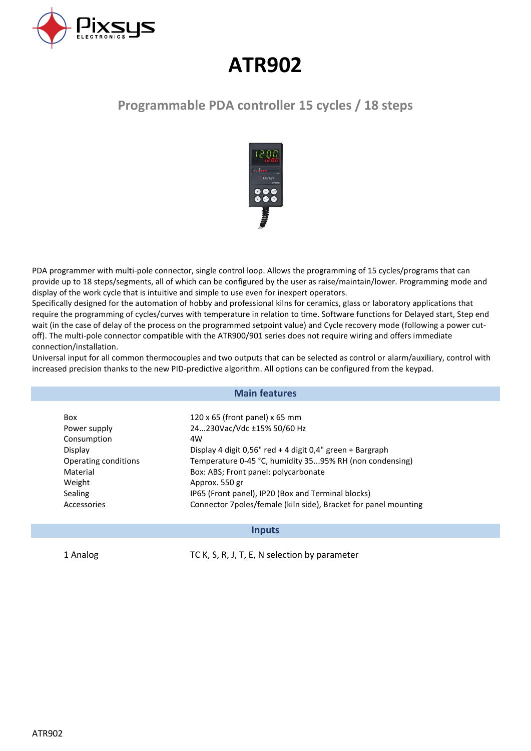# ATR902

## Programmable PDA controller 15 cycles / 18 steps

PDA programmer with multi-pole connector, single control loop. Allows the programming of 15 cycles/programs that can provide up to 18 steps/segments, all of which can be configured by the user as raise/maintain/lower. Programming mode and display of the work cycle that is intuitive and simple to use even for inexpert operators.
Specifically designed for the automation of hobby and professional kilns for ceramics, glass or laboratory applications that require the programming of cycles/curves with temperature in relation to time. Software functions for Delayed start, Step end wait (in the case of delay of the process on the programmed setpoint value) and Cycle recovery mode (following a power cut-off). The multi-pole connector compatible with the ATR900/901 series does not require wiring and offers immediate connection/installation.
Universal input for all common thermocouples and two outputs that can be selected as control or alarm/auxiliary, control with increased precision thanks to the new PID-predictive algorithm. All options can be configured from the keypad.

## Main features

| | |
|---|---|
| Box | 120 x 65 (front panel) x 65 mm |
| Power supply | 24...230Vac/Vdc ±15% 50/60 Hz |
| Consumption | 4W |
| Display | Display 4 digit 0,56" red + 4 digit 0,4" green + Bargraph |
| Operating conditions | Temperature 0-45 °C, humidity 35...95% RH (non condensing) |
| Material | Box: ABS; Front panel: polycarbonate |
| Weight | Approx. 550 gr |
| Sealing | IP65 (Front panel), IP20 (Box and Terminal blocks) |
| Accessories | Connector 7poles/female (kiln side), Bracket for panel mounting |

## Inputs

| | |
|---|---|
| 1 Analog | TC K, S, R, J, T, E, N selection by parameter |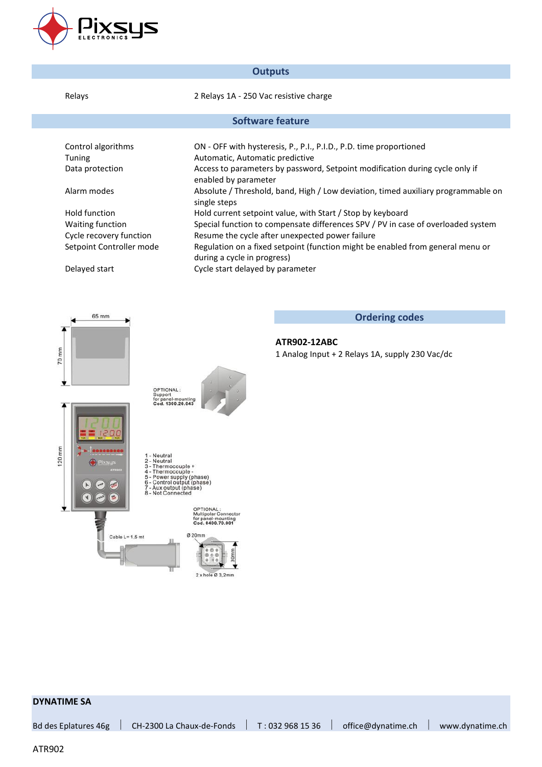## Outputs

| | |
|---|---|
| Relays | 2 Relays 1A - 250 Vac resistive charge |

## Software feature

| | |
|---|---|
| Control algorithms | ON - OFF with hysteresis, P., P.I., P.I.D., P.D. time proportioned |
| Tuning | Automatic, Automatic predictive |
| Data protection | Access to parameters by password, Setpoint modification during cycle only if enabled by parameter |
| Alarm modes | Absolute / Threshold, band, High / Low deviation, timed auxiliary programmable on single steps |
| Hold function | Hold current setpoint value, with Start / Stop by keyboard |
| Waiting function | Special function to compensate differences SPV / PV in case of overloaded system |
| Cycle recovery function | Resume the cycle after unexpected power failure |
| Setpoint Controller mode | Regulation on a fixed setpoint (function might be enabled from general menu or during a cycle in progress) |
| Delayed start | Cycle start delayed by parameter |

65 mm

70 mm

120 mm

OPTIONAL :
Support
for panel-mounting
Cod. 1300.20.043

1 - Neutral
2 - Neutral
3 - Thermocouple +
4 - Thermocouple -
5 - Power supply (phase)
6 - Control output (phase)
7 - Aux output (phase)
8 - Not Connected

OPTIONAL :
Multipolar Connector
for panel-mounting
Cod. 0400.70.001

Cable L= 1,5 mt

Ø 20mm

30mm

2 x hole Ø 3,2mm

## Ordering codes

**ATR902-12ABC**

1 Analog Input + 2 Relays 1A, supply 230 Vac/dc

**DYNATIME SA**

Bd des Eplatures 46g | CH-2300 La Chaux-de-Fonds | T : 032 968 15 36 | office@dynatime.ch | www.dynatime.ch